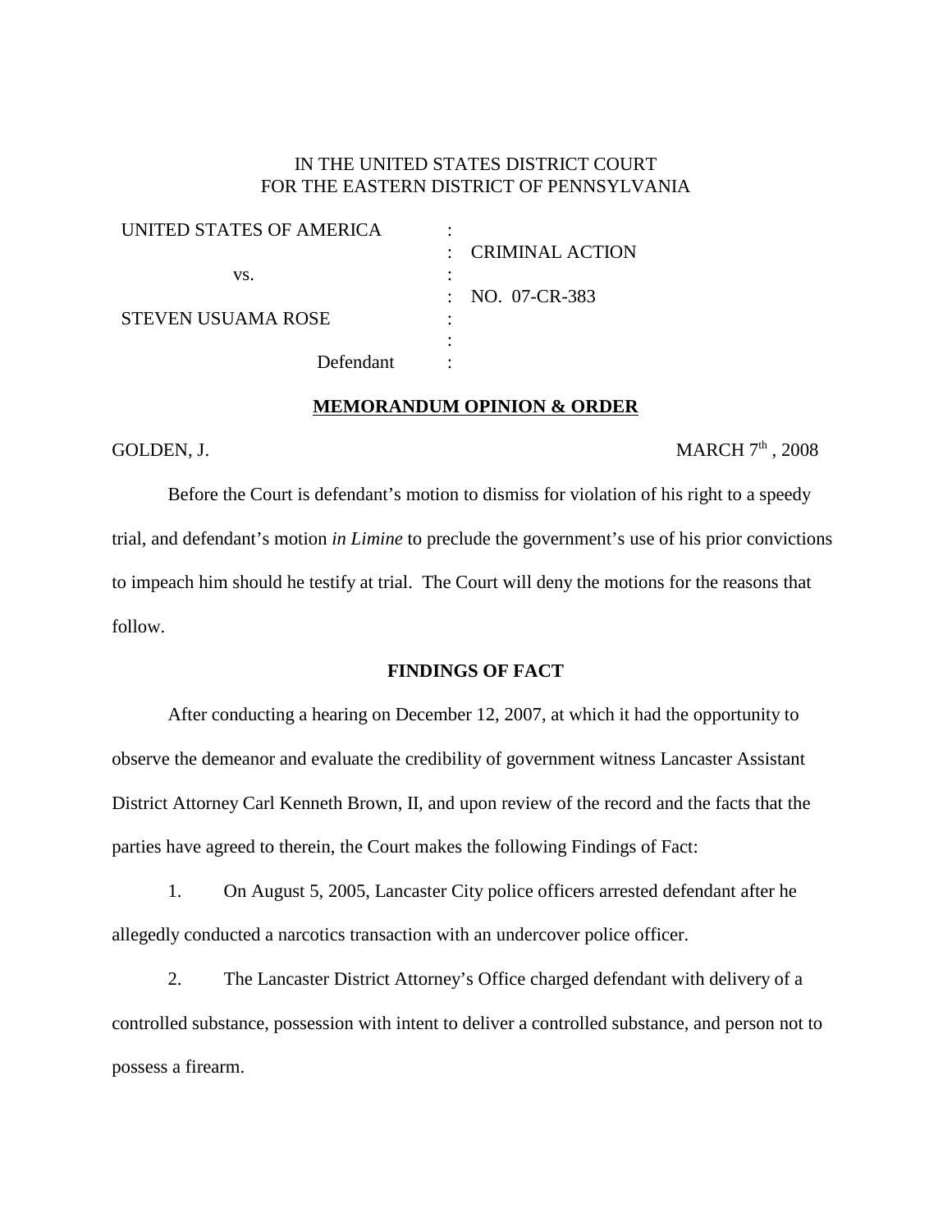IN THE UNITED STATES DISTRICT COURT
FOR THE EASTERN DISTRICT OF PENNSYLVANIA

| | | |
|---|---|---|
| UNITED STATES OF AMERICA | : | |
| | : | CRIMINAL ACTION |
| vs. | : | |
| | : | NO. 07-CR-383 |
| STEVEN USUAMA ROSE | : | |
| | : | |
| Defendant | : | |

**MEMORANDUM OPINION & ORDER**

GOLDEN, J. MARCH 7th, 2008

Before the Court is defendant's motion to dismiss for violation of his right to a speedy trial, and defendant's motion *in Limine* to preclude the government's use of his prior convictions to impeach him should he testify at trial. The Court will deny the motions for the reasons that follow.

**FINDINGS OF FACT**

After conducting a hearing on December 12, 2007, at which it had the opportunity to observe the demeanor and evaluate the credibility of government witness Lancaster Assistant District Attorney Carl Kenneth Brown, II, and upon review of the record and the facts that the parties have agreed to therein, the Court makes the following Findings of Fact:

1. On August 5, 2005, Lancaster City police officers arrested defendant after he allegedly conducted a narcotics transaction with an undercover police officer.

2. The Lancaster District Attorney's Office charged defendant with delivery of a controlled substance, possession with intent to deliver a controlled substance, and person not to possess a firearm.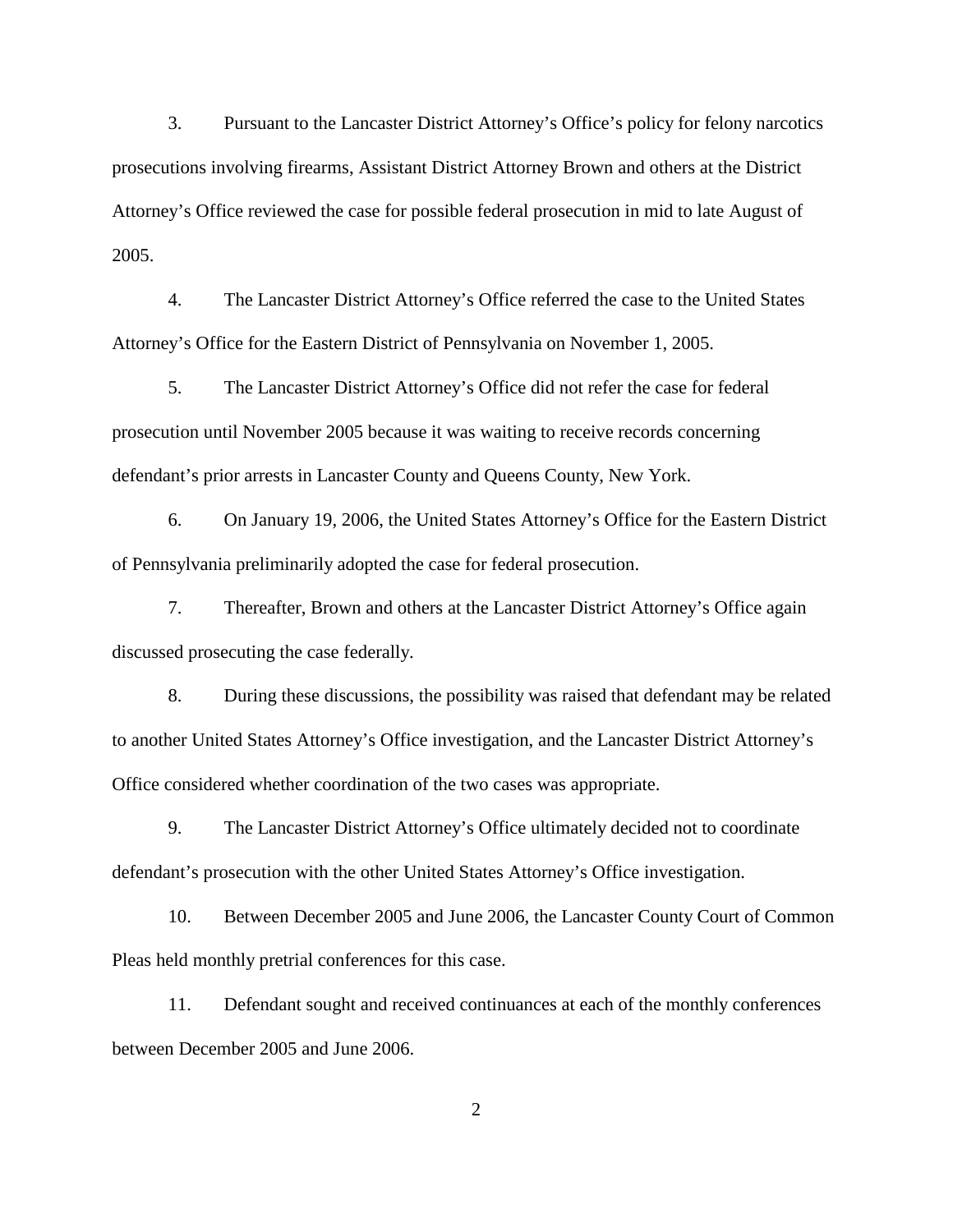3. Pursuant to the Lancaster District Attorney's Office's policy for felony narcotics prosecutions involving firearms, Assistant District Attorney Brown and others at the District Attorney's Office reviewed the case for possible federal prosecution in mid to late August of 2005.

4. The Lancaster District Attorney's Office referred the case to the United States Attorney's Office for the Eastern District of Pennsylvania on November 1, 2005.

5. The Lancaster District Attorney's Office did not refer the case for federal prosecution until November 2005 because it was waiting to receive records concerning defendant's prior arrests in Lancaster County and Queens County, New York.

6. On January 19, 2006, the United States Attorney's Office for the Eastern District of Pennsylvania preliminarily adopted the case for federal prosecution.

7. Thereafter, Brown and others at the Lancaster District Attorney's Office again discussed prosecuting the case federally.

8. During these discussions, the possibility was raised that defendant may be related to another United States Attorney's Office investigation, and the Lancaster District Attorney's Office considered whether coordination of the two cases was appropriate.

9. The Lancaster District Attorney's Office ultimately decided not to coordinate defendant's prosecution with the other United States Attorney's Office investigation.

10. Between December 2005 and June 2006, the Lancaster County Court of Common Pleas held monthly pretrial conferences for this case.

11. Defendant sought and received continuances at each of the monthly conferences between December 2005 and June 2006.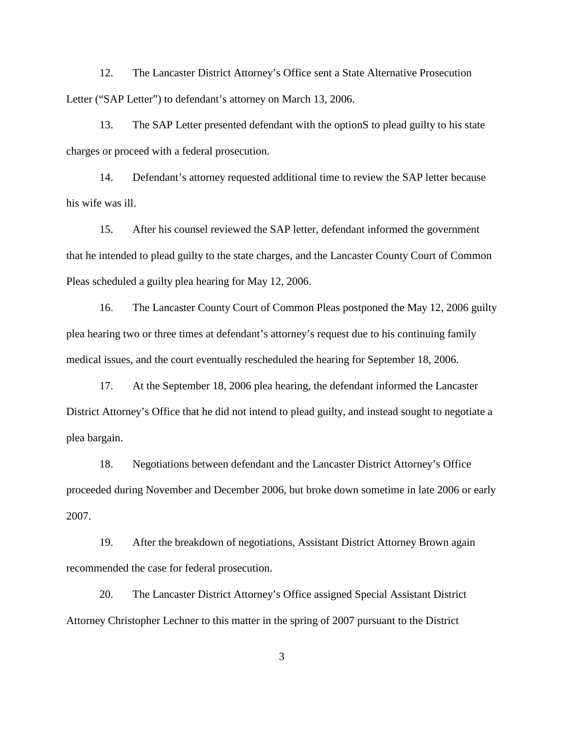12. The Lancaster District Attorney's Office sent a State Alternative Prosecution Letter ("SAP Letter") to defendant's attorney on March 13, 2006.

13. The SAP Letter presented defendant with the optionS to plead guilty to his state charges or proceed with a federal prosecution.

14. Defendant's attorney requested additional time to review the SAP letter because his wife was ill.

15. After his counsel reviewed the SAP letter, defendant informed the government that he intended to plead guilty to the state charges, and the Lancaster County Court of Common Pleas scheduled a guilty plea hearing for May 12, 2006.

16. The Lancaster County Court of Common Pleas postponed the May 12, 2006 guilty plea hearing two or three times at defendant's attorney's request due to his continuing family medical issues, and the court eventually rescheduled the hearing for September 18, 2006.

17. At the September 18, 2006 plea hearing, the defendant informed the Lancaster District Attorney's Office that he did not intend to plead guilty, and instead sought to negotiate a plea bargain.

18. Negotiations between defendant and the Lancaster District Attorney's Office proceeded during November and December 2006, but broke down sometime in late 2006 or early 2007.

19. After the breakdown of negotiations, Assistant District Attorney Brown again recommended the case for federal prosecution.

20. The Lancaster District Attorney's Office assigned Special Assistant District Attorney Christopher Lechner to this matter in the spring of 2007 pursuant to the District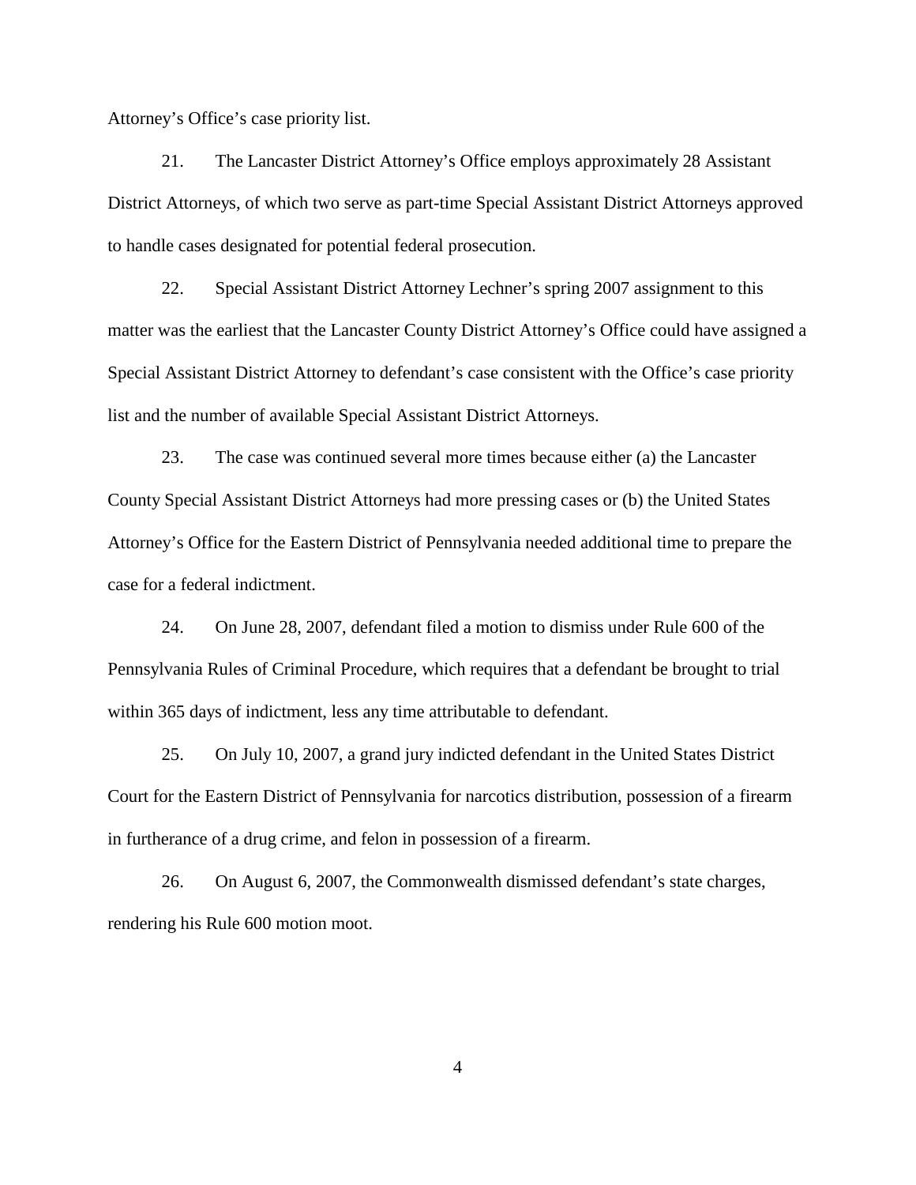Attorney's Office's case priority list.

21. The Lancaster District Attorney's Office employs approximately 28 Assistant District Attorneys, of which two serve as part-time Special Assistant District Attorneys approved to handle cases designated for potential federal prosecution.

22. Special Assistant District Attorney Lechner's spring 2007 assignment to this matter was the earliest that the Lancaster County District Attorney's Office could have assigned a Special Assistant District Attorney to defendant's case consistent with the Office's case priority list and the number of available Special Assistant District Attorneys.

23. The case was continued several more times because either (a) the Lancaster County Special Assistant District Attorneys had more pressing cases or (b) the United States Attorney's Office for the Eastern District of Pennsylvania needed additional time to prepare the case for a federal indictment.

24. On June 28, 2007, defendant filed a motion to dismiss under Rule 600 of the Pennsylvania Rules of Criminal Procedure, which requires that a defendant be brought to trial within 365 days of indictment, less any time attributable to defendant.

25. On July 10, 2007, a grand jury indicted defendant in the United States District Court for the Eastern District of Pennsylvania for narcotics distribution, possession of a firearm in furtherance of a drug crime, and felon in possession of a firearm.

26. On August 6, 2007, the Commonwealth dismissed defendant's state charges, rendering his Rule 600 motion moot.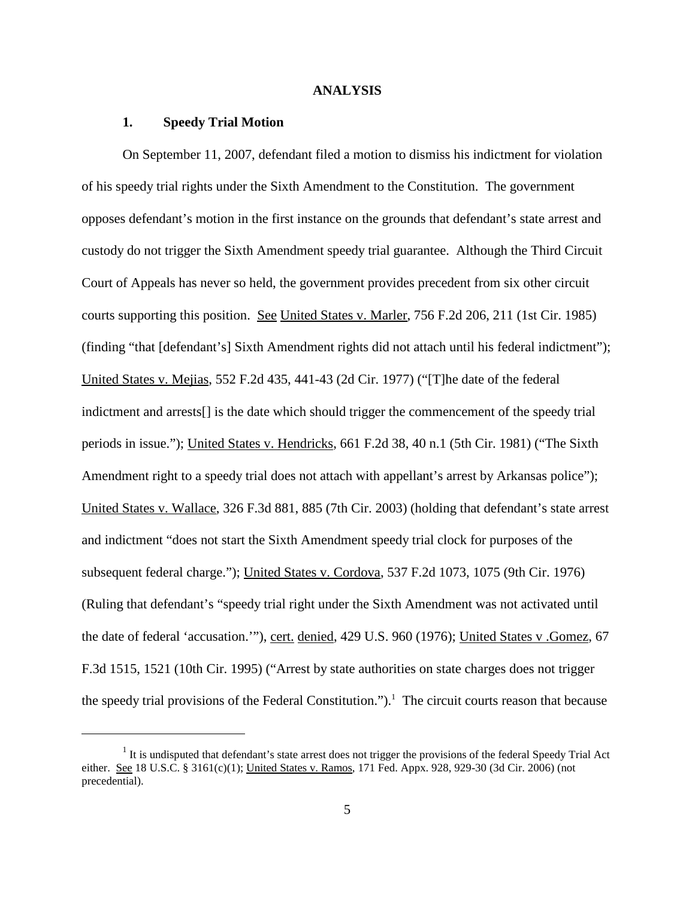## ANALYSIS

### 1. Speedy Trial Motion

On September 11, 2007, defendant filed a motion to dismiss his indictment for violation of his speedy trial rights under the Sixth Amendment to the Constitution. The government opposes defendant's motion in the first instance on the grounds that defendant's state arrest and custody do not trigger the Sixth Amendment speedy trial guarantee. Although the Third Circuit Court of Appeals has never so held, the government provides precedent from six other circuit courts supporting this position. See United States v. Marler, 756 F.2d 206, 211 (1st Cir. 1985) (finding "that [defendant's] Sixth Amendment rights did not attach until his federal indictment"); United States v. Mejias, 552 F.2d 435, 441-43 (2d Cir. 1977) ("[T]he date of the federal indictment and arrests[] is the date which should trigger the commencement of the speedy trial periods in issue."); United States v. Hendricks, 661 F.2d 38, 40 n.1 (5th Cir. 1981) ("The Sixth Amendment right to a speedy trial does not attach with appellant's arrest by Arkansas police"); United States v. Wallace, 326 F.3d 881, 885 (7th Cir. 2003) (holding that defendant's state arrest and indictment "does not start the Sixth Amendment speedy trial clock for purposes of the subsequent federal charge."); United States v. Cordova, 537 F.2d 1073, 1075 (9th Cir. 1976) (Ruling that defendant's "speedy trial right under the Sixth Amendment was not activated until the date of federal 'accusation.'"), cert. denied, 429 U.S. 960 (1976); United States v .Gomez, 67 F.3d 1515, 1521 (10th Cir. 1995) ("Arrest by state authorities on state charges does not trigger the speedy trial provisions of the Federal Constitution.").[1] The circuit courts reason that because

---

[1] It is undisputed that defendant's state arrest does not trigger the provisions of the federal Speedy Trial Act either. See 18 U.S.C. § 3161(c)(1); United States v. Ramos, 171 Fed. Appx. 928, 929-30 (3d Cir. 2006) (not precedential).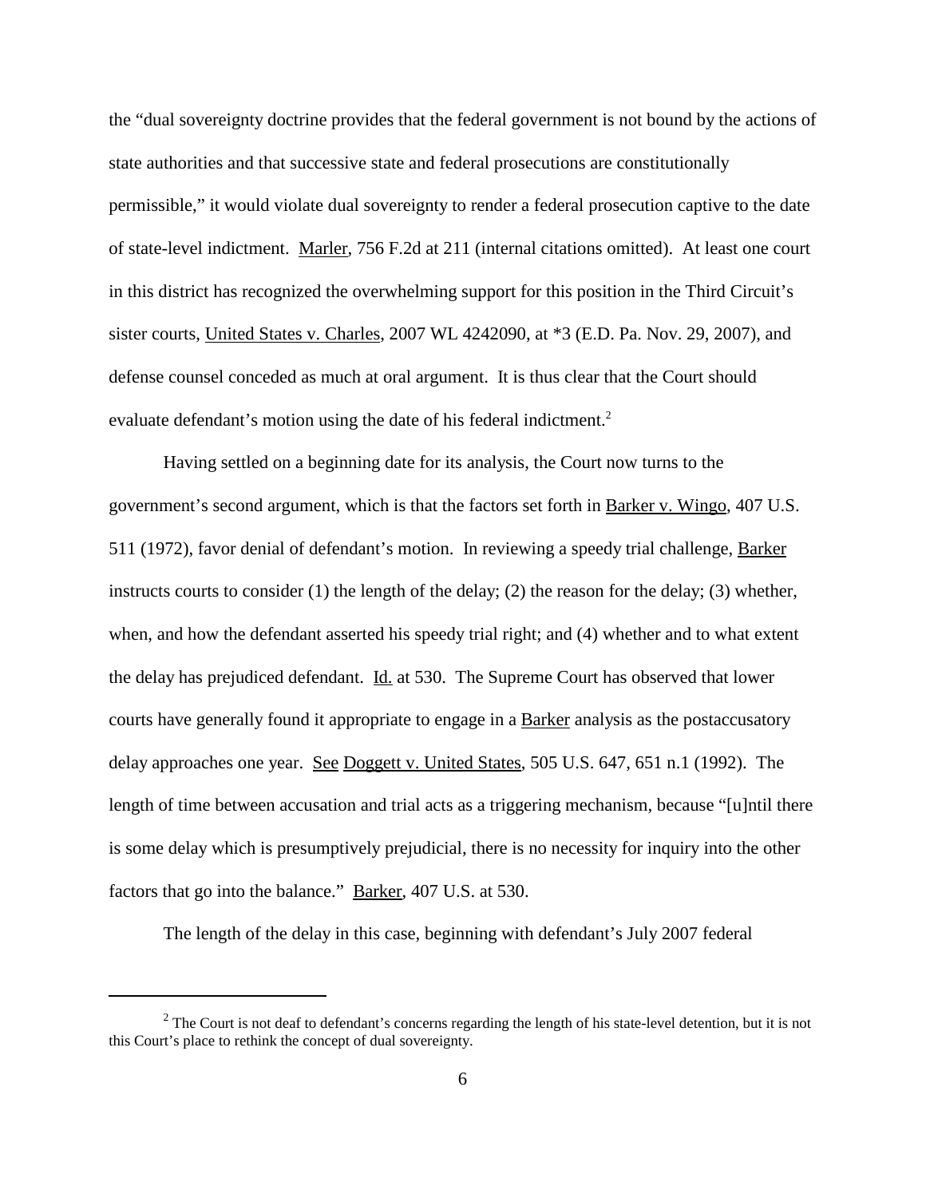the "dual sovereignty doctrine provides that the federal government is not bound by the actions of state authorities and that successive state and federal prosecutions are constitutionally permissible," it would violate dual sovereignty to render a federal prosecution captive to the date of state-level indictment. Marler, 756 F.2d at 211 (internal citations omitted). At least one court in this district has recognized the overwhelming support for this position in the Third Circuit's sister courts, United States v. Charles, 2007 WL 4242090, at *3 (E.D. Pa. Nov. 29, 2007), and defense counsel conceded as much at oral argument. It is thus clear that the Court should evaluate defendant's motion using the date of his federal indictment.[2]

Having settled on a beginning date for its analysis, the Court now turns to the government's second argument, which is that the factors set forth in Barker v. Wingo, 407 U.S. 511 (1972), favor denial of defendant's motion. In reviewing a speedy trial challenge, Barker instructs courts to consider (1) the length of the delay; (2) the reason for the delay; (3) whether, when, and how the defendant asserted his speedy trial right; and (4) whether and to what extent the delay has prejudiced defendant. Id. at 530. The Supreme Court has observed that lower courts have generally found it appropriate to engage in a Barker analysis as the postaccusatory delay approaches one year. See Doggett v. United States, 505 U.S. 647, 651 n.1 (1992). The length of time between accusation and trial acts as a triggering mechanism, because "[u]ntil there is some delay which is presumptively prejudicial, there is no necessity for inquiry into the other factors that go into the balance." Barker, 407 U.S. at 530.

The length of the delay in this case, beginning with defendant's July 2007 federal

---

[2] The Court is not deaf to defendant's concerns regarding the length of his state-level detention, but it is not this Court's place to rethink the concept of dual sovereignty.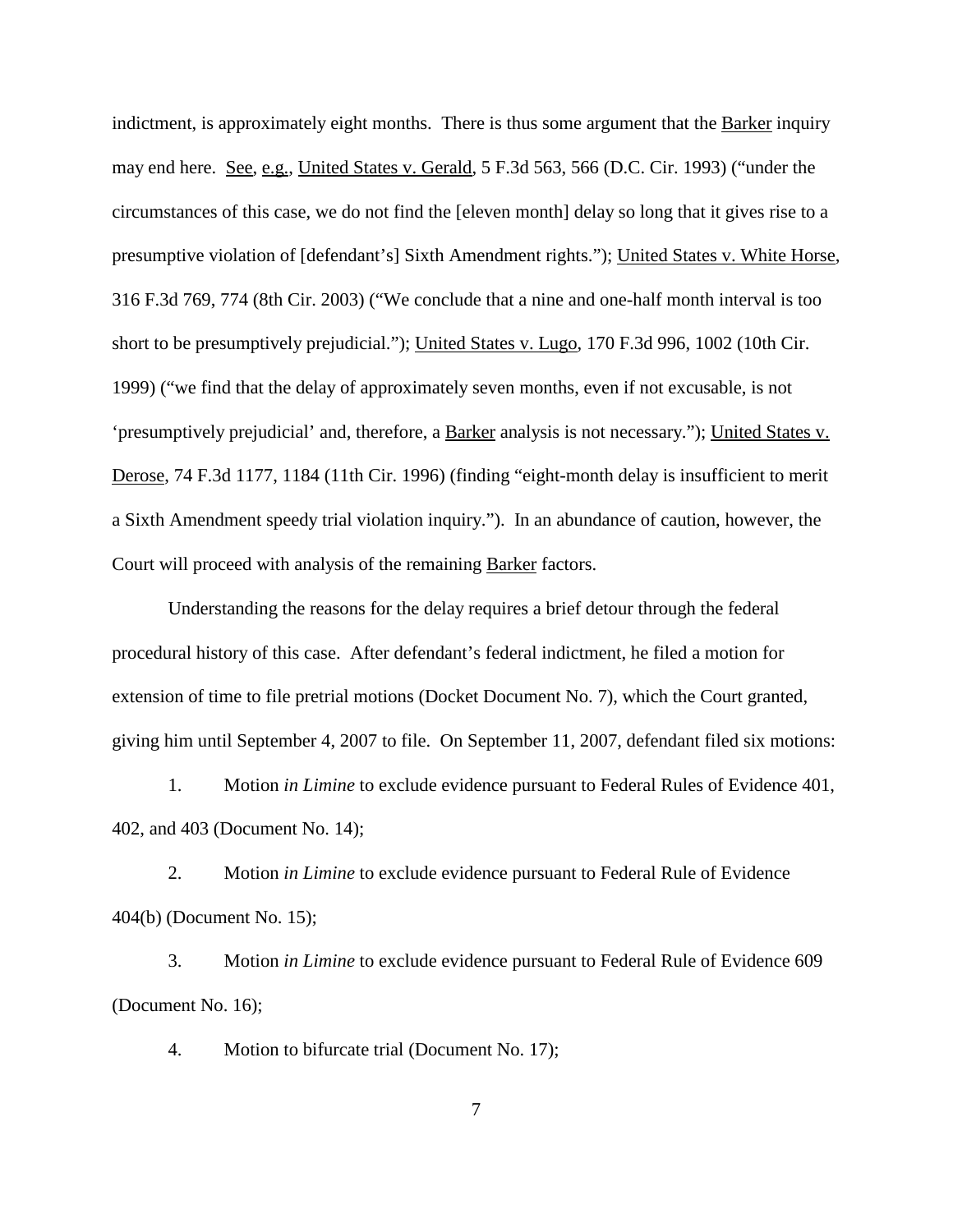indictment, is approximately eight months. There is thus some argument that the Barker inquiry may end here. See, e.g., United States v. Gerald, 5 F.3d 563, 566 (D.C. Cir. 1993) ("under the circumstances of this case, we do not find the [eleven month] delay so long that it gives rise to a presumptive violation of [defendant's] Sixth Amendment rights."); United States v. White Horse, 316 F.3d 769, 774 (8th Cir. 2003) ("We conclude that a nine and one-half month interval is too short to be presumptively prejudicial."); United States v. Lugo, 170 F.3d 996, 1002 (10th Cir. 1999) ("we find that the delay of approximately seven months, even if not excusable, is not 'presumptively prejudicial' and, therefore, a Barker analysis is not necessary."); United States v. Derose, 74 F.3d 1177, 1184 (11th Cir. 1996) (finding "eight-month delay is insufficient to merit a Sixth Amendment speedy trial violation inquiry."). In an abundance of caution, however, the Court will proceed with analysis of the remaining Barker factors.

Understanding the reasons for the delay requires a brief detour through the federal procedural history of this case. After defendant's federal indictment, he filed a motion for extension of time to file pretrial motions (Docket Document No. 7), which the Court granted, giving him until September 4, 2007 to file. On September 11, 2007, defendant filed six motions:

1. Motion *in Limine* to exclude evidence pursuant to Federal Rules of Evidence 401, 402, and 403 (Document No. 14);

2. Motion *in Limine* to exclude evidence pursuant to Federal Rule of Evidence 404(b) (Document No. 15);

3. Motion *in Limine* to exclude evidence pursuant to Federal Rule of Evidence 609 (Document No. 16);

4. Motion to bifurcate trial (Document No. 17);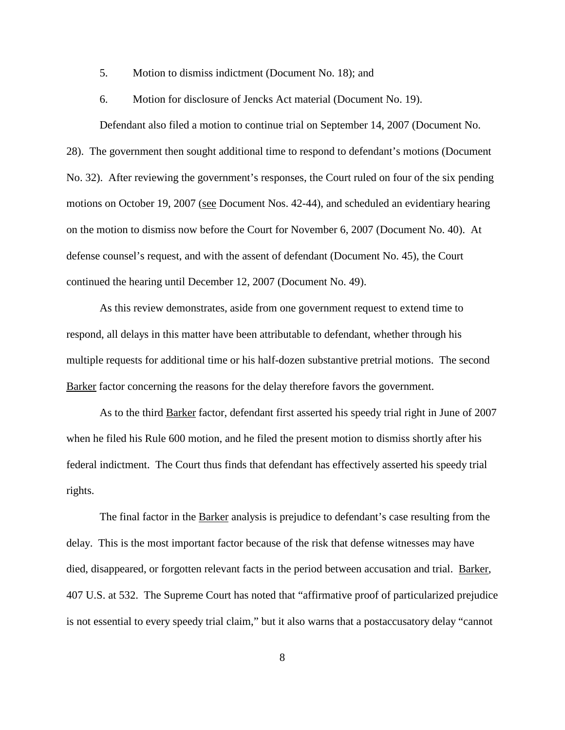5. Motion to dismiss indictment (Document No. 18); and

6. Motion for disclosure of Jencks Act material (Document No. 19).

Defendant also filed a motion to continue trial on September 14, 2007 (Document No. 28). The government then sought additional time to respond to defendant's motions (Document No. 32). After reviewing the government's responses, the Court ruled on four of the six pending motions on October 19, 2007 (see Document Nos. 42-44), and scheduled an evidentiary hearing on the motion to dismiss now before the Court for November 6, 2007 (Document No. 40). At defense counsel's request, and with the assent of defendant (Document No. 45), the Court continued the hearing until December 12, 2007 (Document No. 49).

As this review demonstrates, aside from one government request to extend time to respond, all delays in this matter have been attributable to defendant, whether through his multiple requests for additional time or his half-dozen substantive pretrial motions. The second Barker factor concerning the reasons for the delay therefore favors the government.

As to the third Barker factor, defendant first asserted his speedy trial right in June of 2007 when he filed his Rule 600 motion, and he filed the present motion to dismiss shortly after his federal indictment. The Court thus finds that defendant has effectively asserted his speedy trial rights.

The final factor in the Barker analysis is prejudice to defendant's case resulting from the delay. This is the most important factor because of the risk that defense witnesses may have died, disappeared, or forgotten relevant facts in the period between accusation and trial. Barker, 407 U.S. at 532. The Supreme Court has noted that "affirmative proof of particularized prejudice is not essential to every speedy trial claim," but it also warns that a postaccusatory delay "cannot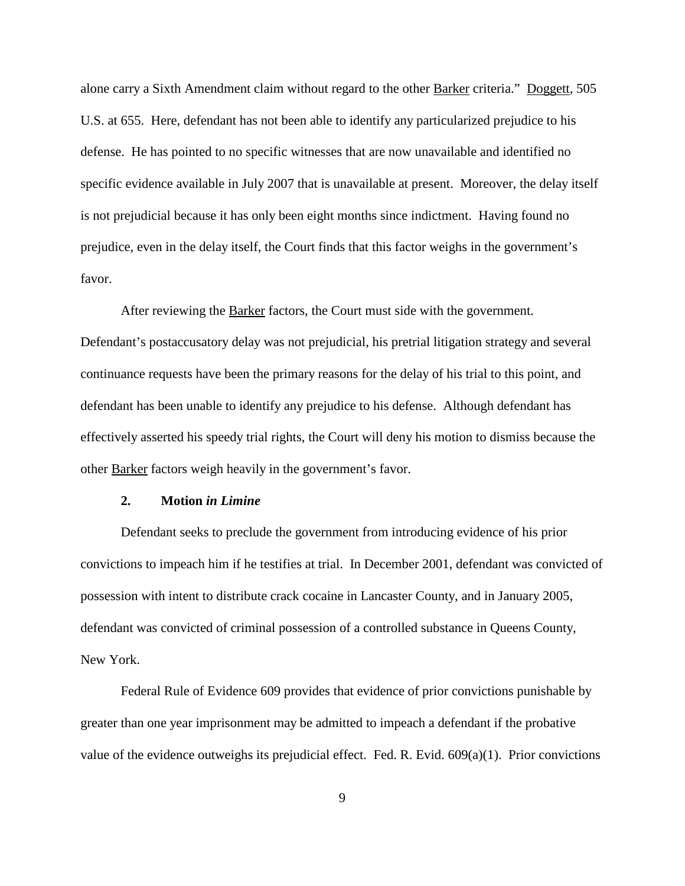alone carry a Sixth Amendment claim without regard to the other Barker criteria." Doggett, 505 U.S. at 655. Here, defendant has not been able to identify any particularized prejudice to his defense. He has pointed to no specific witnesses that are now unavailable and identified no specific evidence available in July 2007 that is unavailable at present. Moreover, the delay itself is not prejudicial because it has only been eight months since indictment. Having found no prejudice, even in the delay itself, the Court finds that this factor weighs in the government's favor.

After reviewing the Barker factors, the Court must side with the government. Defendant's postaccusatory delay was not prejudicial, his pretrial litigation strategy and several continuance requests have been the primary reasons for the delay of his trial to this point, and defendant has been unable to identify any prejudice to his defense. Although defendant has effectively asserted his speedy trial rights, the Court will deny his motion to dismiss because the other Barker factors weigh heavily in the government's favor.

### 2. Motion *in Limine*

Defendant seeks to preclude the government from introducing evidence of his prior convictions to impeach him if he testifies at trial. In December 2001, defendant was convicted of possession with intent to distribute crack cocaine in Lancaster County, and in January 2005, defendant was convicted of criminal possession of a controlled substance in Queens County, New York.

Federal Rule of Evidence 609 provides that evidence of prior convictions punishable by greater than one year imprisonment may be admitted to impeach a defendant if the probative value of the evidence outweighs its prejudicial effect. Fed. R. Evid. 609(a)(1). Prior convictions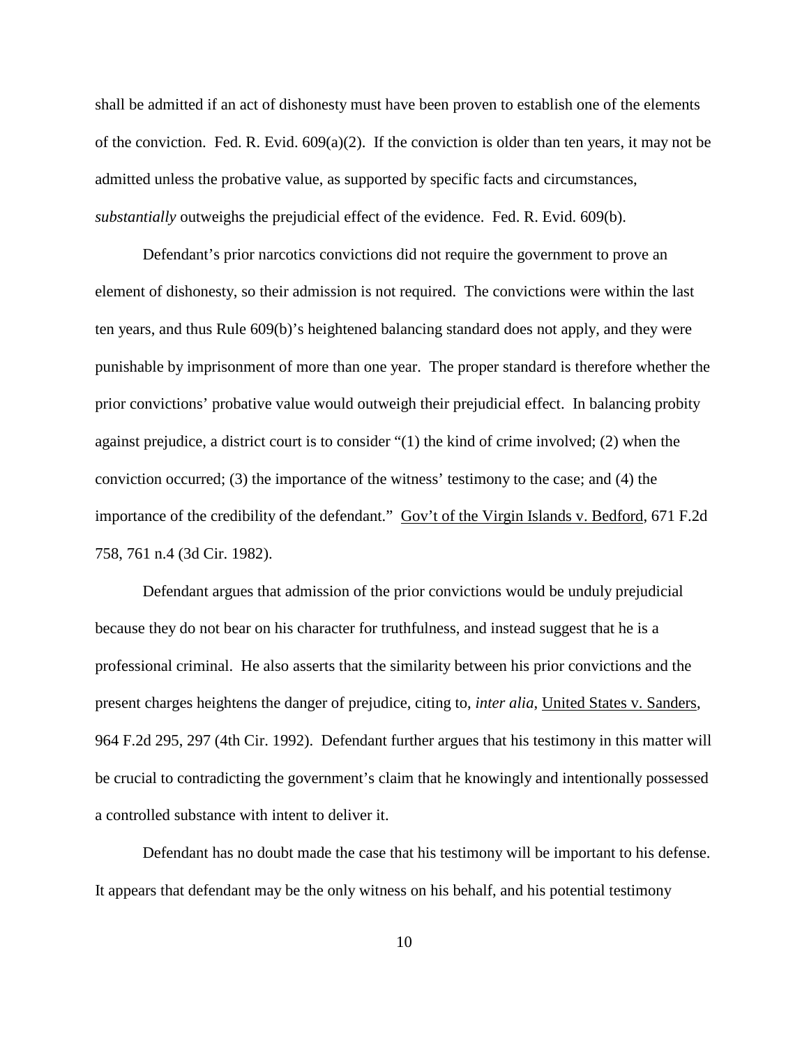shall be admitted if an act of dishonesty must have been proven to establish one of the elements of the conviction. Fed. R. Evid. 609(a)(2). If the conviction is older than ten years, it may not be admitted unless the probative value, as supported by specific facts and circumstances, *substantially* outweighs the prejudicial effect of the evidence. Fed. R. Evid. 609(b).

Defendant's prior narcotics convictions did not require the government to prove an element of dishonesty, so their admission is not required. The convictions were within the last ten years, and thus Rule 609(b)'s heightened balancing standard does not apply, and they were punishable by imprisonment of more than one year. The proper standard is therefore whether the prior convictions' probative value would outweigh their prejudicial effect. In balancing probity against prejudice, a district court is to consider "(1) the kind of crime involved; (2) when the conviction occurred; (3) the importance of the witness' testimony to the case; and (4) the importance of the credibility of the defendant." Gov't of the Virgin Islands v. Bedford, 671 F.2d 758, 761 n.4 (3d Cir. 1982).

Defendant argues that admission of the prior convictions would be unduly prejudicial because they do not bear on his character for truthfulness, and instead suggest that he is a professional criminal. He also asserts that the similarity between his prior convictions and the present charges heightens the danger of prejudice, citing to, *inter alia*, United States v. Sanders, 964 F.2d 295, 297 (4th Cir. 1992). Defendant further argues that his testimony in this matter will be crucial to contradicting the government's claim that he knowingly and intentionally possessed a controlled substance with intent to deliver it.

Defendant has no doubt made the case that his testimony will be important to his defense. It appears that defendant may be the only witness on his behalf, and his potential testimony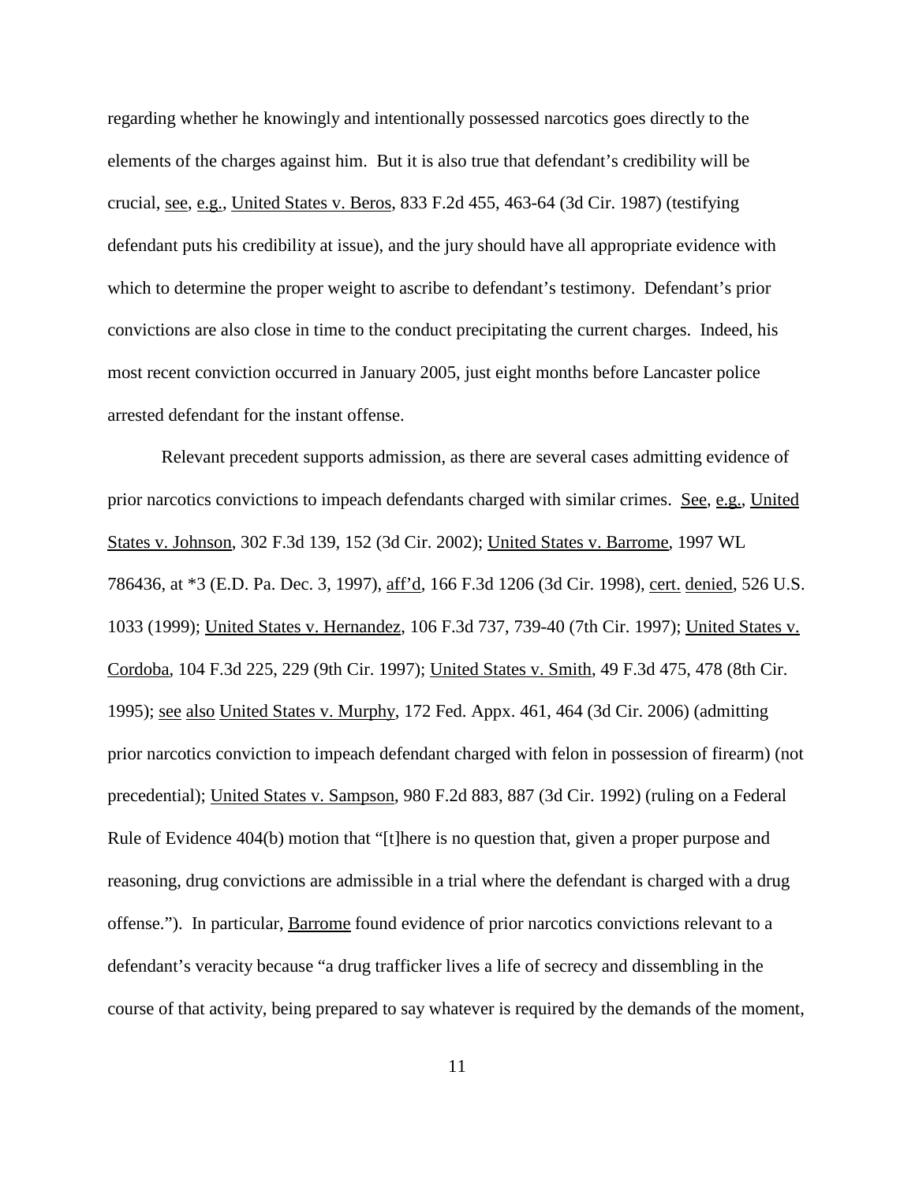regarding whether he knowingly and intentionally possessed narcotics goes directly to the elements of the charges against him. But it is also true that defendant's credibility will be crucial, see, e.g., United States v. Beros, 833 F.2d 455, 463-64 (3d Cir. 1987) (testifying defendant puts his credibility at issue), and the jury should have all appropriate evidence with which to determine the proper weight to ascribe to defendant's testimony. Defendant's prior convictions are also close in time to the conduct precipitating the current charges. Indeed, his most recent conviction occurred in January 2005, just eight months before Lancaster police arrested defendant for the instant offense.

Relevant precedent supports admission, as there are several cases admitting evidence of prior narcotics convictions to impeach defendants charged with similar crimes. See, e.g., United States v. Johnson, 302 F.3d 139, 152 (3d Cir. 2002); United States v. Barrome, 1997 WL 786436, at *3 (E.D. Pa. Dec. 3, 1997), aff'd, 166 F.3d 1206 (3d Cir. 1998), cert. denied, 526 U.S. 1033 (1999); United States v. Hernandez, 106 F.3d 737, 739-40 (7th Cir. 1997); United States v. Cordoba, 104 F.3d 225, 229 (9th Cir. 1997); United States v. Smith, 49 F.3d 475, 478 (8th Cir. 1995); see also United States v. Murphy, 172 Fed. Appx. 461, 464 (3d Cir. 2006) (admitting prior narcotics conviction to impeach defendant charged with felon in possession of firearm) (not precedential); United States v. Sampson, 980 F.2d 883, 887 (3d Cir. 1992) (ruling on a Federal Rule of Evidence 404(b) motion that "[t]here is no question that, given a proper purpose and reasoning, drug convictions are admissible in a trial where the defendant is charged with a drug offense."). In particular, Barrome found evidence of prior narcotics convictions relevant to a defendant's veracity because "a drug trafficker lives a life of secrecy and dissembling in the course of that activity, being prepared to say whatever is required by the demands of the moment,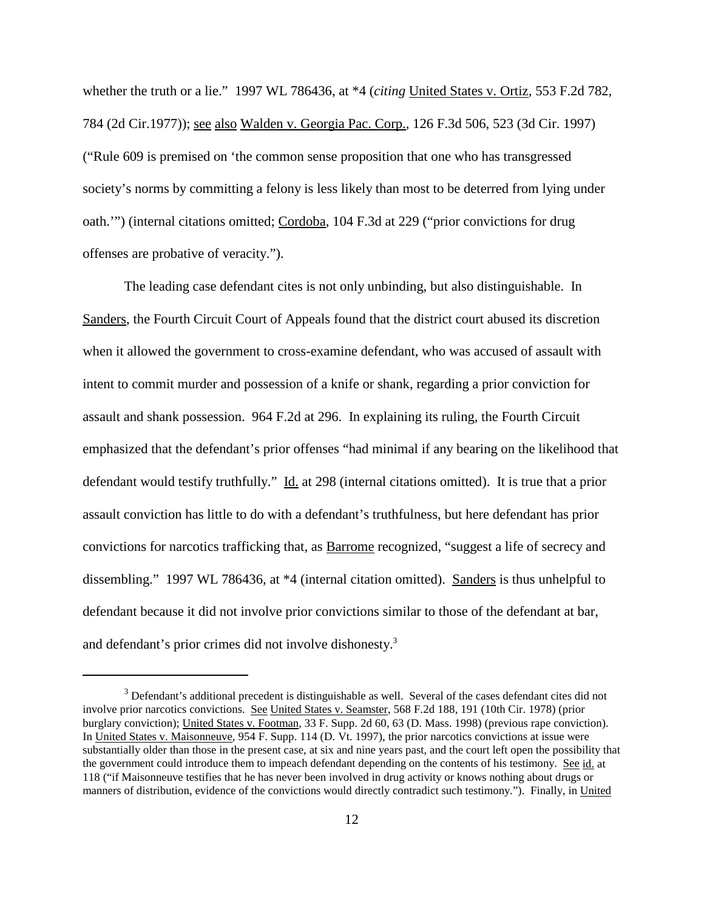whether the truth or a lie." 1997 WL 786436, at *4 (*citing* United States v. Ortiz, 553 F.2d 782, 784 (2d Cir.1977)); see also Walden v. Georgia Pac. Corp., 126 F.3d 506, 523 (3d Cir. 1997) ("Rule 609 is premised on 'the common sense proposition that one who has transgressed society's norms by committing a felony is less likely than most to be deterred from lying under oath.'") (internal citations omitted; Cordoba, 104 F.3d at 229 ("prior convictions for drug offenses are probative of veracity.").

The leading case defendant cites is not only unbinding, but also distinguishable. In Sanders, the Fourth Circuit Court of Appeals found that the district court abused its discretion when it allowed the government to cross-examine defendant, who was accused of assault with intent to commit murder and possession of a knife or shank, regarding a prior conviction for assault and shank possession. 964 F.2d at 296. In explaining its ruling, the Fourth Circuit emphasized that the defendant's prior offenses "had minimal if any bearing on the likelihood that defendant would testify truthfully." Id. at 298 (internal citations omitted). It is true that a prior assault conviction has little to do with a defendant's truthfulness, but here defendant has prior convictions for narcotics trafficking that, as Barrome recognized, "suggest a life of secrecy and dissembling." 1997 WL 786436, at *4 (internal citation omitted). Sanders is thus unhelpful to defendant because it did not involve prior convictions similar to those of the defendant at bar, and defendant's prior crimes did not involve dishonesty.[3]

---

[3] Defendant's additional precedent is distinguishable as well. Several of the cases defendant cites did not involve prior narcotics convictions. See United States v. Seamster, 568 F.2d 188, 191 (10th Cir. 1978) (prior burglary conviction); United States v. Footman, 33 F. Supp. 2d 60, 63 (D. Mass. 1998) (previous rape conviction). In United States v. Maisonneuve, 954 F. Supp. 114 (D. Vt. 1997), the prior narcotics convictions at issue were substantially older than those in the present case, at six and nine years past, and the court left open the possibility that the government could introduce them to impeach defendant depending on the contents of his testimony. See id. at 118 ("if Maisonneuve testifies that he has never been involved in drug activity or knows nothing about drugs or manners of distribution, evidence of the convictions would directly contradict such testimony."). Finally, in United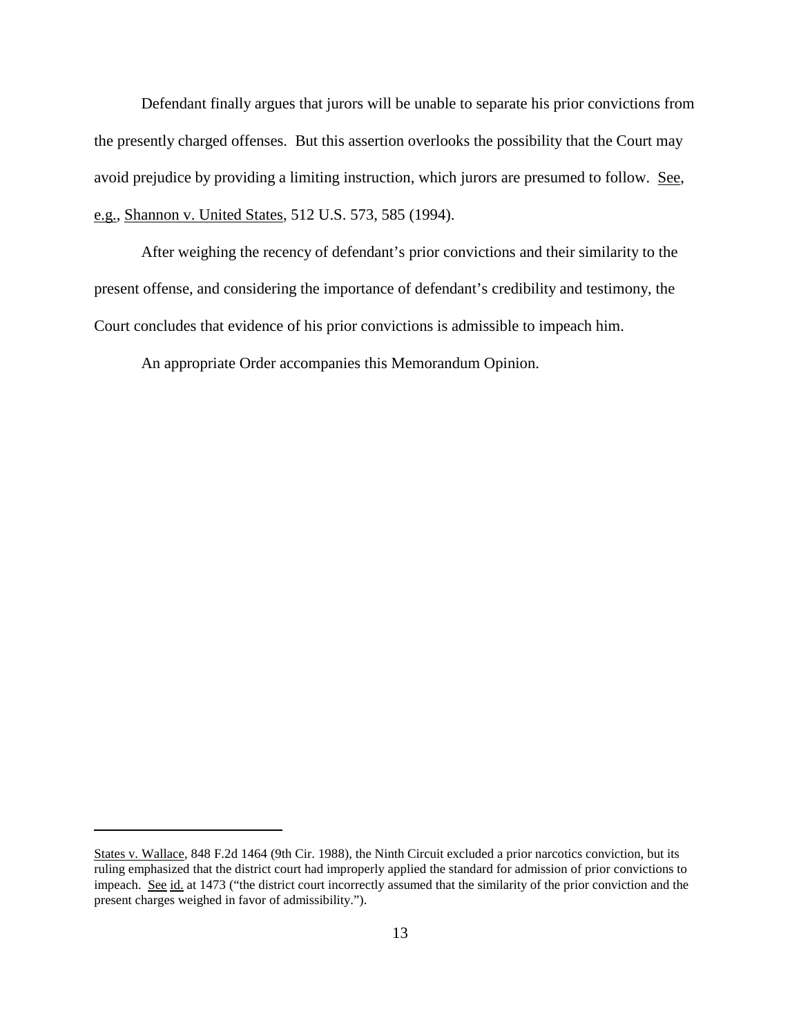Defendant finally argues that jurors will be unable to separate his prior convictions from the presently charged offenses. But this assertion overlooks the possibility that the Court may avoid prejudice by providing a limiting instruction, which jurors are presumed to follow. See, e.g., Shannon v. United States, 512 U.S. 573, 585 (1994).

After weighing the recency of defendant's prior convictions and their similarity to the present offense, and considering the importance of defendant's credibility and testimony, the Court concludes that evidence of his prior convictions is admissible to impeach him.

An appropriate Order accompanies this Memorandum Opinion.

---

States v. Wallace, 848 F.2d 1464 (9th Cir. 1988), the Ninth Circuit excluded a prior narcotics conviction, but its ruling emphasized that the district court had improperly applied the standard for admission of prior convictions to impeach. See id. at 1473 ("the district court incorrectly assumed that the similarity of the prior conviction and the present charges weighed in favor of admissibility.").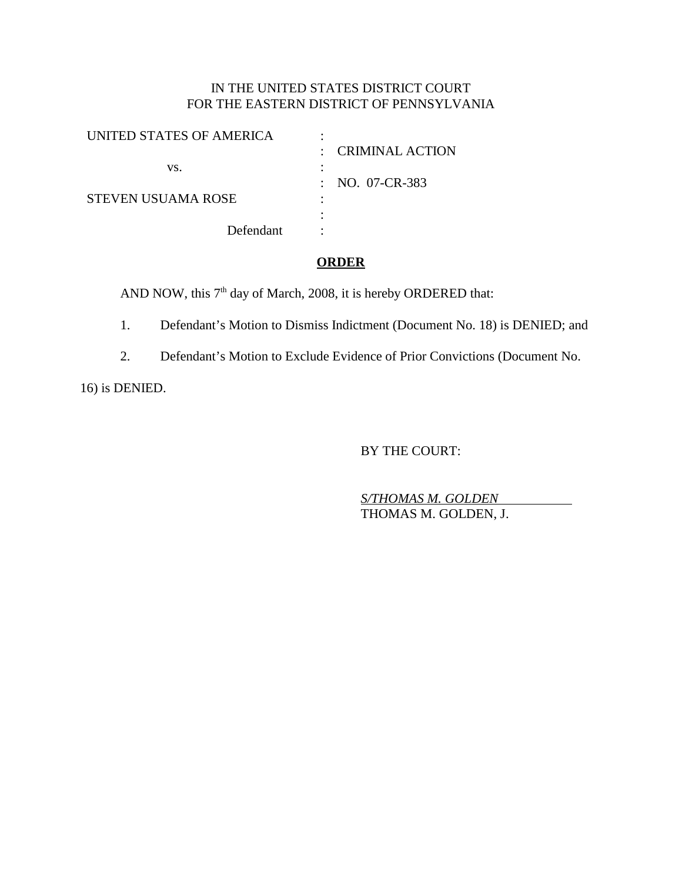IN THE UNITED STATES DISTRICT COURT
FOR THE EASTERN DISTRICT OF PENNSYLVANIA

| | | |
|---|---|---|
| UNITED STATES OF AMERICA | : | |
| | : | CRIMINAL ACTION |
| vs. | : | |
| | : | NO. 07-CR-383 |
| STEVEN USUAMA ROSE | : | |
| | : | |
| Defendant | : | |

## **ORDER**

AND NOW, this 7th day of March, 2008, it is hereby ORDERED that:

1. Defendant's Motion to Dismiss Indictment (Document No. 18) is DENIED; and

2. Defendant's Motion to Exclude Evidence of Prior Convictions (Document No. 16) is DENIED.

BY THE COURT:

*S/THOMAS M. GOLDEN*
THOMAS M. GOLDEN, J.